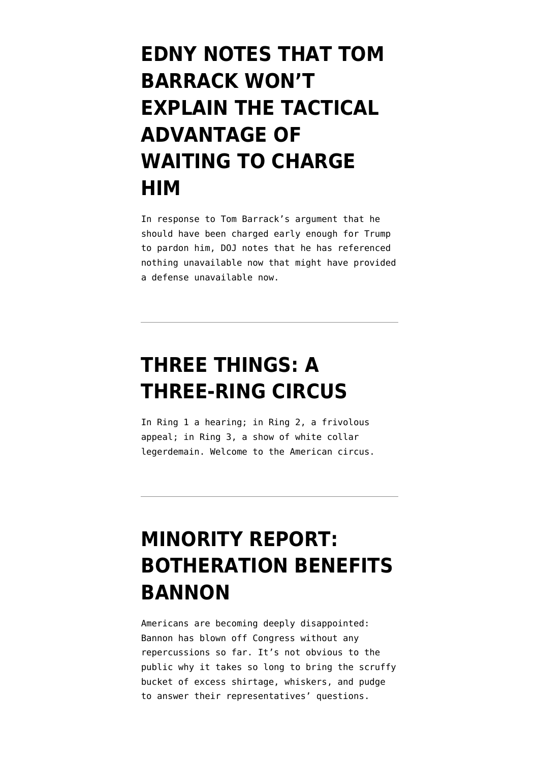# EDNY NOTES THAT TOM BARRACK WON'T EXPLAIN THE TACTICAL ADVANTAGE OF WAITING TO CHARGE HIM

In response to Tom Barrack's argument that he should have been charged early enough for Trump to pardon him, DOJ notes that he has referenced nothing unavailable now that might have provided a defense unavailable now.

---

# THREE THINGS: A THREE-RING CIRCUS

In Ring 1 a hearing; in Ring 2, a frivolous appeal; in Ring 3, a show of white collar legerdemain. Welcome to the American circus.

---

# MINORITY REPORT: BOTHERATION BENEFITS BANNON

Americans are becoming deeply disappointed: Bannon has blown off Congress without any repercussions so far. It's not obvious to the public why it takes so long to bring the scruffy bucket of excess shirtage, whiskers, and pudge to answer their representatives' questions.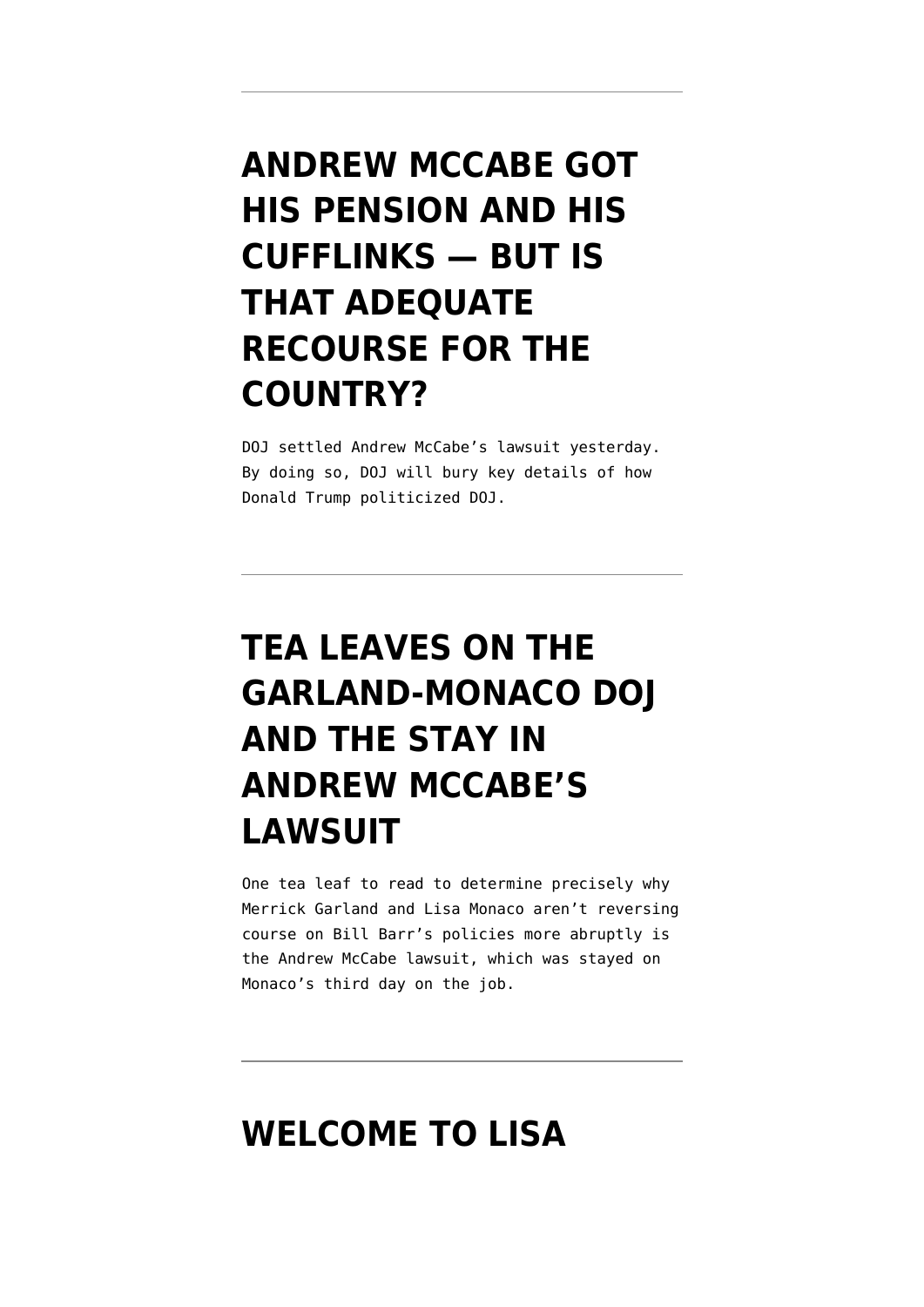# ANDREW MCCABE GOT HIS PENSION AND HIS CUFFLINKS — BUT IS THAT ADEQUATE RECOURSE FOR THE COUNTRY?

DOJ settled Andrew McCabe's lawsuit yesterday. By doing so, DOJ will bury key details of how Donald Trump politicized DOJ.

---

# TEA LEAVES ON THE GARLAND-MONACO DOJ AND THE STAY IN ANDREW MCCABE'S LAWSUIT

One tea leaf to read to determine precisely why Merrick Garland and Lisa Monaco aren't reversing course on Bill Barr's policies more abruptly is the Andrew McCabe lawsuit, which was stayed on Monaco's third day on the job.

---

# WELCOME TO LISA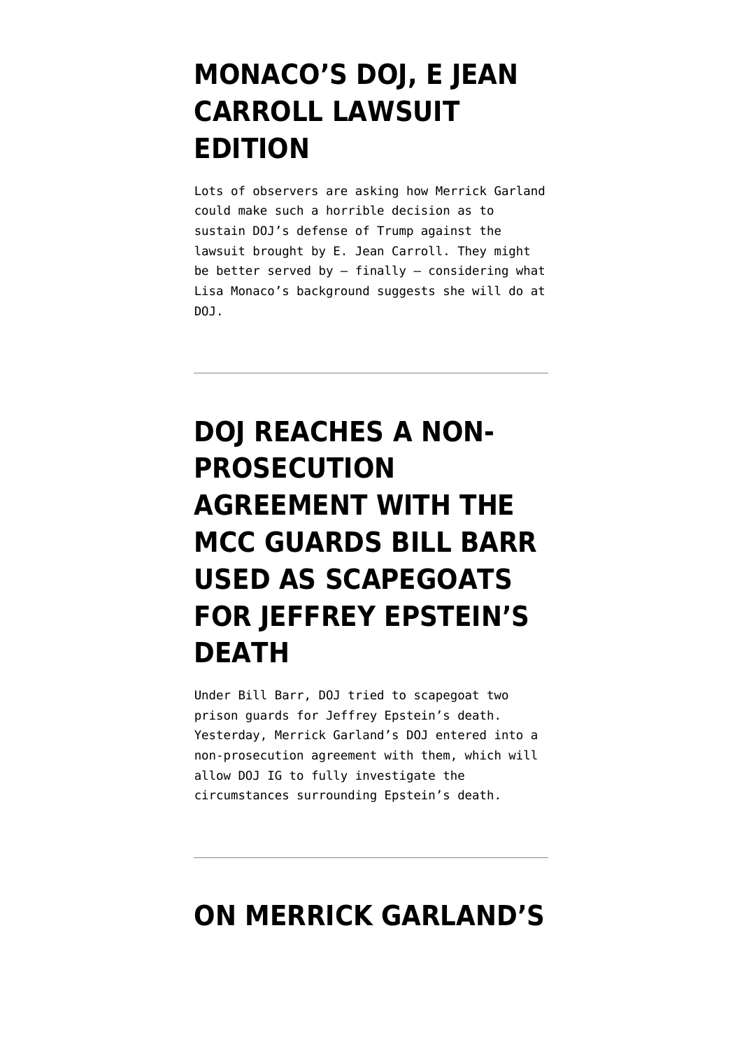# MONACO'S DOJ, E JEAN CARROLL LAWSUIT EDITION

Lots of observers are asking how Merrick Garland could make such a horrible decision as to sustain DOJ's defense of Trump against the lawsuit brought by E. Jean Carroll. They might be better served by — finally — considering what Lisa Monaco's background suggests she will do at DOJ.

---

# DOJ REACHES A NON-PROSECUTION AGREEMENT WITH THE MCC GUARDS BILL BARR USED AS SCAPEGOATS FOR JEFFREY EPSTEIN'S DEATH

Under Bill Barr, DOJ tried to scapegoat two prison guards for Jeffrey Epstein's death. Yesterday, Merrick Garland's DOJ entered into a non-prosecution agreement with them, which will allow DOJ IG to fully investigate the circumstances surrounding Epstein's death.

---

# ON MERRICK GARLAND'S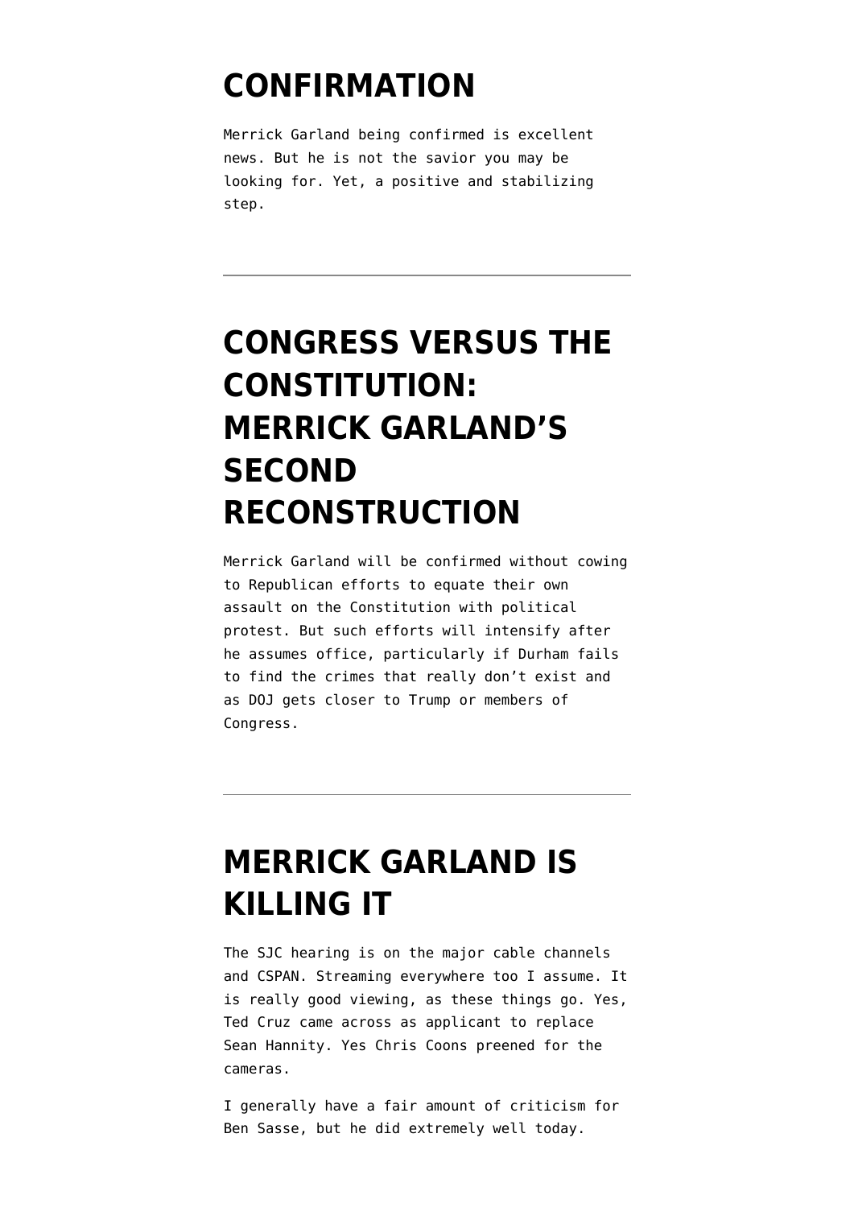# CONFIRMATION

Merrick Garland being confirmed is excellent news. But he is not the savior you may be looking for. Yet, a positive and stabilizing step.

---

# CONGRESS VERSUS THE CONSTITUTION: MERRICK GARLAND'S SECOND RECONSTRUCTION

Merrick Garland will be confirmed without cowing to Republican efforts to equate their own assault on the Constitution with political protest. But such efforts will intensify after he assumes office, particularly if Durham fails to find the crimes that really don't exist and as DOJ gets closer to Trump or members of Congress.

---

# MERRICK GARLAND IS KILLING IT

The SJC hearing is on the major cable channels and CSPAN. Streaming everywhere too I assume. It is really good viewing, as these things go. Yes, Ted Cruz came across as applicant to replace Sean Hannity. Yes Chris Coons preened for the cameras.

I generally have a fair amount of criticism for Ben Sasse, but he did extremely well today.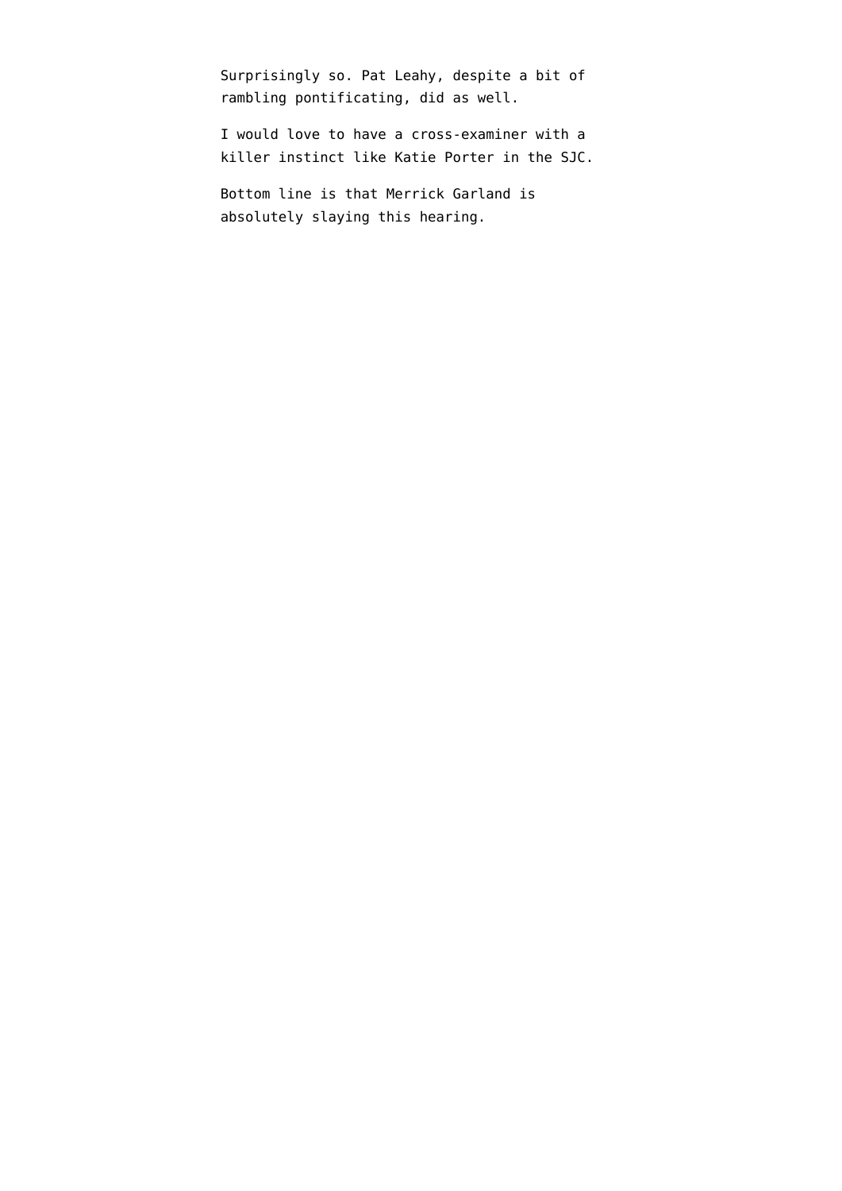Surprisingly so. Pat Leahy, despite a bit of rambling pontificating, did as well.

I would love to have a cross-examiner with a killer instinct like Katie Porter in the SJC.

Bottom line is that Merrick Garland is absolutely slaying this hearing.